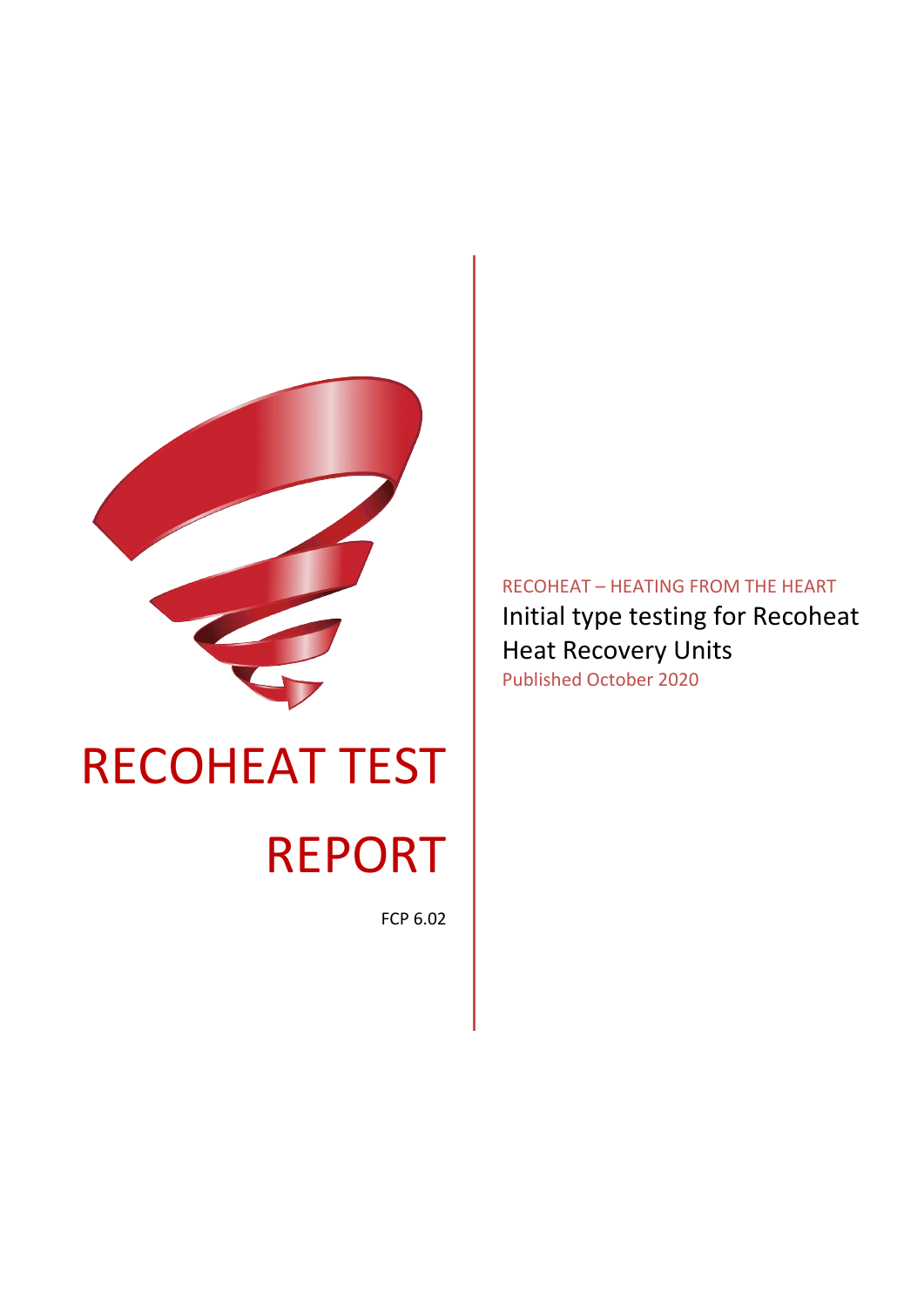# RECOHEAT TEST REPORT

FCP 6.02

RECOHEAT – HEATING FROM THE HEART

## Initial type testing for Recoheat Heat Recovery Units

Published October 2020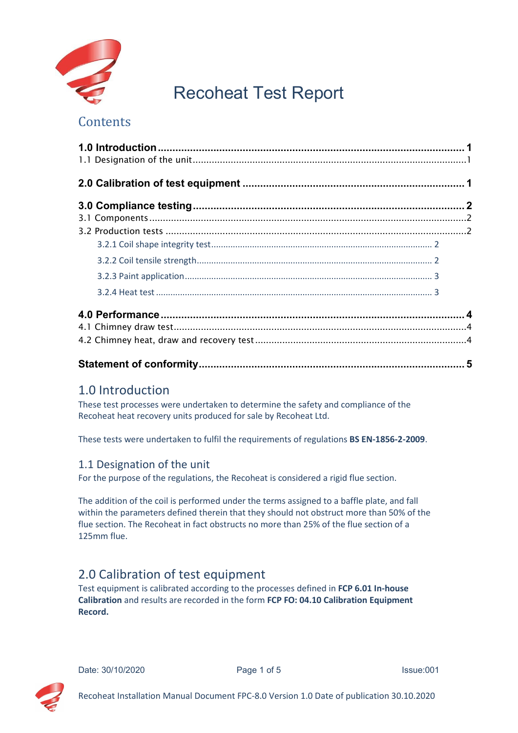# Recoheat Test Report

## Contents

**1.0 Introduction** ........................................................ **1**
1.1 Designation of the unit ........................................................ 1

**2.0 Calibration of test equipment** ........................................................ **1**

**3.0 Compliance testing** ........................................................ **2**
3.1 Components ........................................................ 2
3.2 Production tests ........................................................ 2
- 3.2.1 Coil shape integrity test ........................................................ 2
- 3.2.2 Coil tensile strength ........................................................ 2
- 3.2.3 Paint application ........................................................ 3
- 3.2.4 Heat test ........................................................ 3

**4.0 Performance** ........................................................ **4**
4.1 Chimney draw test ........................................................ 4
4.2 Chimney heat, draw and recovery test ........................................................ 4

**Statement of conformity** ........................................................ **5**

## 1.0 Introduction

These test processes were undertaken to determine the safety and compliance of the Recoheat heat recovery units produced for sale by Recoheat Ltd.

These tests were undertaken to fulfil the requirements of regulations **BS EN-1856-2-2009**.

### 1.1 Designation of the unit

For the purpose of the regulations, the Recoheat is considered a rigid flue section.

The addition of the coil is performed under the terms assigned to a baffle plate, and fall within the parameters defined therein that they should not obstruct more than 50% of the flue section. The Recoheat in fact obstructs no more than 25% of the flue section of a 125mm flue.

## 2.0 Calibration of test equipment

Test equipment is calibrated according to the processes defined in **FCP 6.01 In-house Calibration** and results are recorded in the form **FCP FO: 04.10 Calibration Equipment Record.**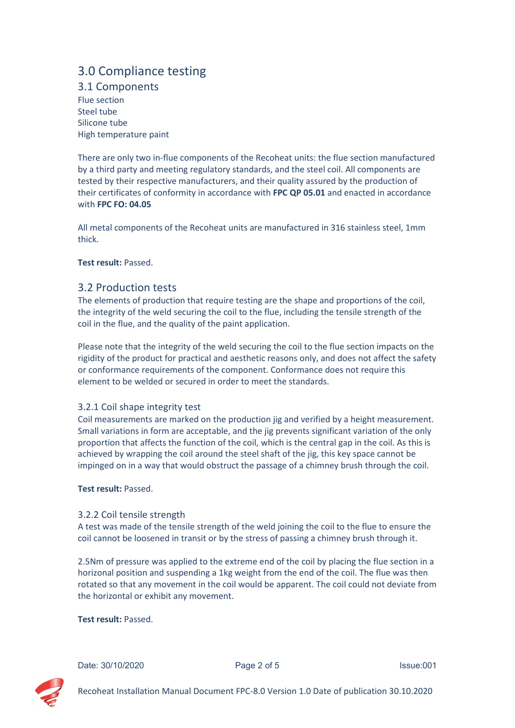# 3.0 Compliance testing

## 3.1 Components

Flue section
Steel tube
Silicone tube
High temperature paint

There are only two in-flue components of the Recoheat units: the flue section manufactured by a third party and meeting regulatory standards, and the steel coil. All components are tested by their respective manufacturers, and their quality assured by the production of their certificates of conformity in accordance with **FPC QP 05.01** and enacted in accordance with **FPC FO: 04.05**

All metal components of the Recoheat units are manufactured in 316 stainless steel, 1mm thick.

**Test result:** Passed.

## 3.2 Production tests

The elements of production that require testing are the shape and proportions of the coil, the integrity of the weld securing the coil to the flue, including the tensile strength of the coil in the flue, and the quality of the paint application.

Please note that the integrity of the weld securing the coil to the flue section impacts on the rigidity of the product for practical and aesthetic reasons only, and does not affect the safety or conformance requirements of the component. Conformance does not require this element to be welded or secured in order to meet the standards.

### 3.2.1 Coil shape integrity test

Coil measurements are marked on the production jig and verified by a height measurement. Small variations in form are acceptable, and the jig prevents significant variation of the only proportion that affects the function of the coil, which is the central gap in the coil. As this is achieved by wrapping the coil around the steel shaft of the jig, this key space cannot be impinged on in a way that would obstruct the passage of a chimney brush through the coil.

**Test result:** Passed.

### 3.2.2 Coil tensile strength

A test was made of the tensile strength of the weld joining the coil to the flue to ensure the coil cannot be loosened in transit or by the stress of passing a chimney brush through it.

2.5Nm of pressure was applied to the extreme end of the coil by placing the flue section in a horizonal position and suspending a 1kg weight from the end of the coil. The flue was then rotated so that any movement in the coil would be apparent. The coil could not deviate from the horizontal or exhibit any movement.

**Test result:** Passed.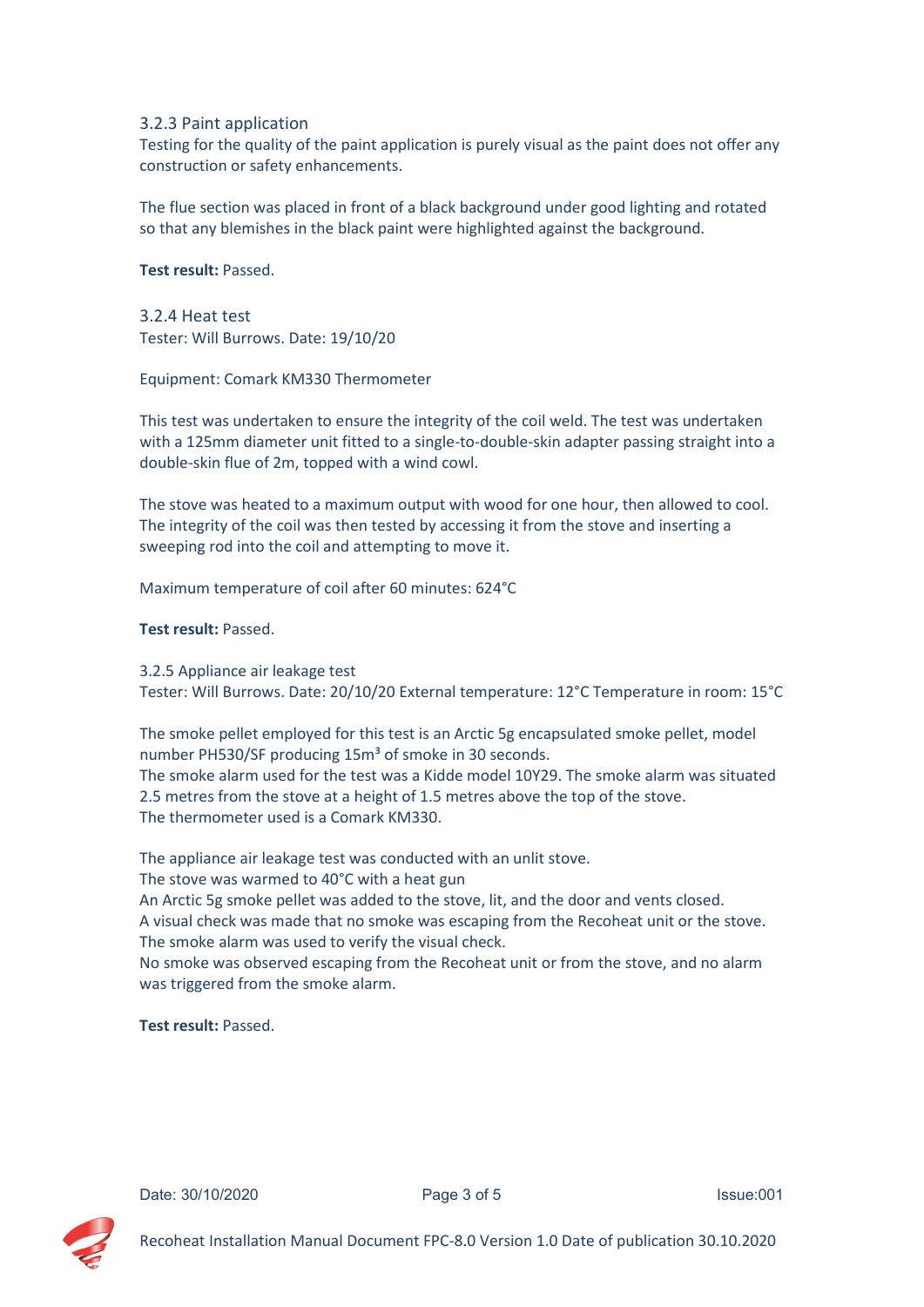### 3.2.3 Paint application

Testing for the quality of the paint application is purely visual as the paint does not offer any construction or safety enhancements.

The flue section was placed in front of a black background under good lighting and rotated so that any blemishes in the black paint were highlighted against the background.

**Test result:** Passed.

### 3.2.4 Heat test

Tester: Will Burrows. Date: 19/10/20

Equipment: Comark KM330 Thermometer

This test was undertaken to ensure the integrity of the coil weld. The test was undertaken with a 125mm diameter unit fitted to a single-to-double-skin adapter passing straight into a double-skin flue of 2m, topped with a wind cowl.

The stove was heated to a maximum output with wood for one hour, then allowed to cool. The integrity of the coil was then tested by accessing it from the stove and inserting a sweeping rod into the coil and attempting to move it.

Maximum temperature of coil after 60 minutes: 624°C

**Test result:** Passed.

### 3.2.5 Appliance air leakage test

Tester: Will Burrows. Date: 20/10/20 External temperature: 12°C Temperature in room: 15°C

The smoke pellet employed for this test is an Arctic 5g encapsulated smoke pellet, model number PH530/SF producing 15m³ of smoke in 30 seconds.
The smoke alarm used for the test was a Kidde model 10Y29. The smoke alarm was situated 2.5 metres from the stove at a height of 1.5 metres above the top of the stove.
The thermometer used is a Comark KM330.

The appliance air leakage test was conducted with an unlit stove.
The stove was warmed to 40°C with a heat gun
An Arctic 5g smoke pellet was added to the stove, lit, and the door and vents closed.
A visual check was made that no smoke was escaping from the Recoheat unit or the stove.
The smoke alarm was used to verify the visual check.
No smoke was observed escaping from the Recoheat unit or from the stove, and no alarm was triggered from the smoke alarm.

**Test result:** Passed.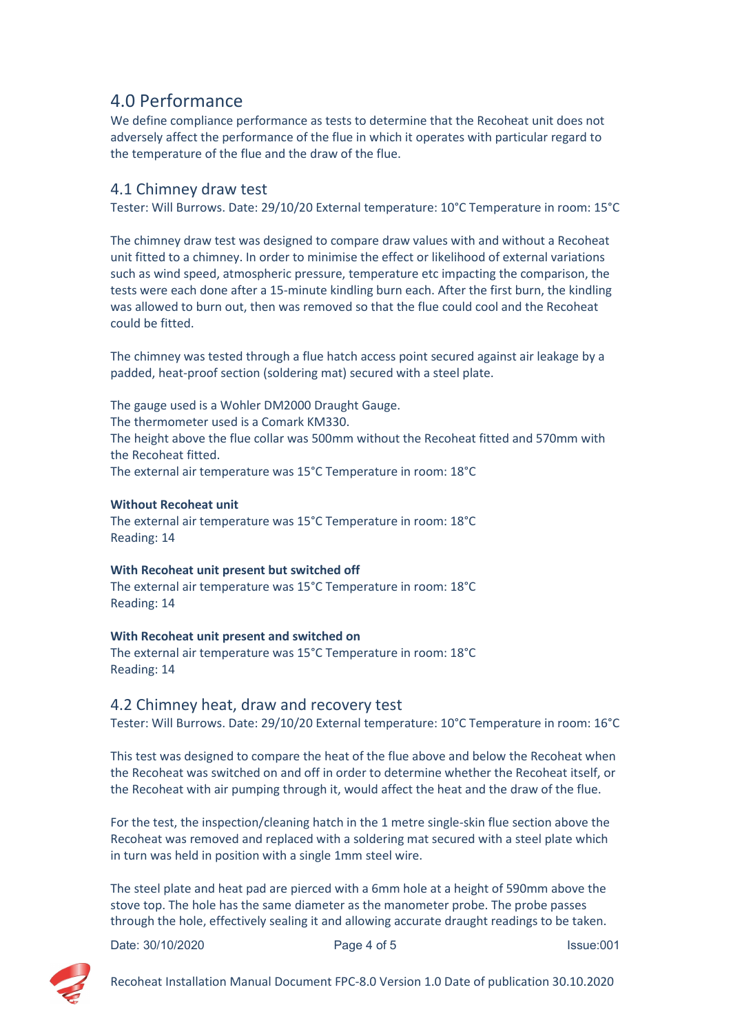## 4.0 Performance

We define compliance performance as tests to determine that the Recoheat unit does not adversely affect the performance of the flue in which it operates with particular regard to the temperature of the flue and the draw of the flue.

### 4.1 Chimney draw test

Tester: Will Burrows. Date: 29/10/20 External temperature: 10°C Temperature in room: 15°C

The chimney draw test was designed to compare draw values with and without a Recoheat unit fitted to a chimney. In order to minimise the effect or likelihood of external variations such as wind speed, atmospheric pressure, temperature etc impacting the comparison, the tests were each done after a 15-minute kindling burn each. After the first burn, the kindling was allowed to burn out, then was removed so that the flue could cool and the Recoheat could be fitted.

The chimney was tested through a flue hatch access point secured against air leakage by a padded, heat-proof section (soldering mat) secured with a steel plate.

The gauge used is a Wohler DM2000 Draught Gauge.
The thermometer used is a Comark KM330.
The height above the flue collar was 500mm without the Recoheat fitted and 570mm with the Recoheat fitted.
The external air temperature was 15°C Temperature in room: 18°C

**Without Recoheat unit**
The external air temperature was 15°C Temperature in room: 18°C
Reading: 14

**With Recoheat unit present but switched off**
The external air temperature was 15°C Temperature in room: 18°C
Reading: 14

**With Recoheat unit present and switched on**
The external air temperature was 15°C Temperature in room: 18°C
Reading: 14

### 4.2 Chimney heat, draw and recovery test

Tester: Will Burrows. Date: 29/10/20 External temperature: 10°C Temperature in room: 16°C

This test was designed to compare the heat of the flue above and below the Recoheat when the Recoheat was switched on and off in order to determine whether the Recoheat itself, or the Recoheat with air pumping through it, would affect the heat and the draw of the flue.

For the test, the inspection/cleaning hatch in the 1 metre single-skin flue section above the Recoheat was removed and replaced with a soldering mat secured with a steel plate which in turn was held in position with a single 1mm steel wire.

The steel plate and heat pad are pierced with a 6mm hole at a height of 590mm above the stove top. The hole has the same diameter as the manometer probe. The probe passes through the hole, effectively sealing it and allowing accurate draught readings to be taken.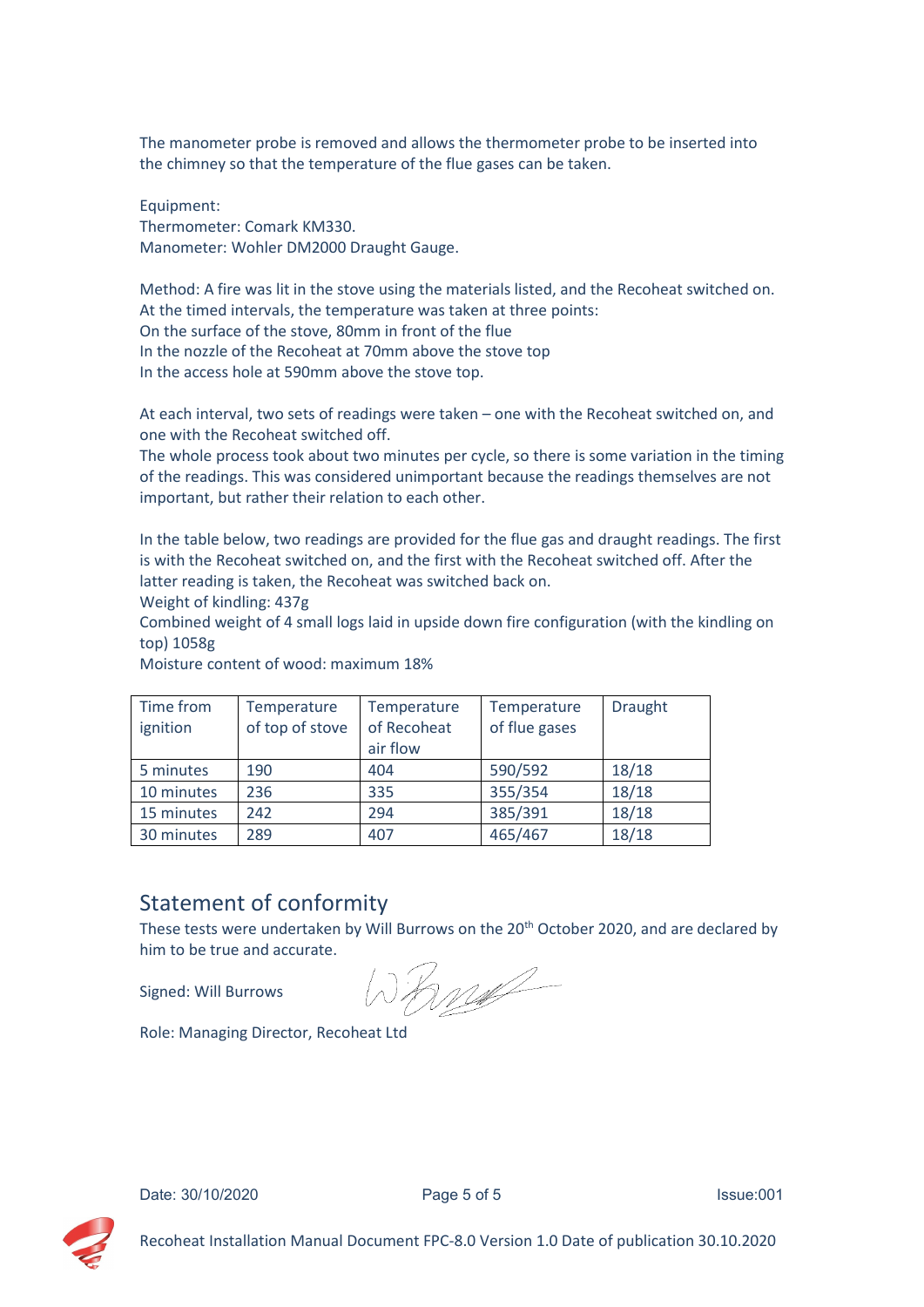The manometer probe is removed and allows the thermometer probe to be inserted into the chimney so that the temperature of the flue gases can be taken.

Equipment:
Thermometer: Comark KM330.
Manometer: Wohler DM2000 Draught Gauge.

Method: A fire was lit in the stove using the materials listed, and the Recoheat switched on. At the timed intervals, the temperature was taken at three points:
On the surface of the stove, 80mm in front of the flue
In the nozzle of the Recoheat at 70mm above the stove top
In the access hole at 590mm above the stove top.

At each interval, two sets of readings were taken – one with the Recoheat switched on, and one with the Recoheat switched off.
The whole process took about two minutes per cycle, so there is some variation in the timing of the readings. This was considered unimportant because the readings themselves are not important, but rather their relation to each other.

In the table below, two readings are provided for the flue gas and draught readings. The first is with the Recoheat switched on, and the first with the Recoheat switched off. After the latter reading is taken, the Recoheat was switched back on.
Weight of kindling: 437g
Combined weight of 4 small logs laid in upside down fire configuration (with the kindling on top) 1058g
Moisture content of wood: maximum 18%

| Time from ignition | Temperature of top of stove | Temperature of Recoheat air flow | Temperature of flue gases | Draught |
|---|---|---|---|---|
| 5 minutes | 190 | 404 | 590/592 | 18/18 |
| 10 minutes | 236 | 335 | 355/354 | 18/18 |
| 15 minutes | 242 | 294 | 385/391 | 18/18 |
| 30 minutes | 289 | 407 | 465/467 | 18/18 |

## Statement of conformity

These tests were undertaken by Will Burrows on the 20th October 2020, and are declared by him to be true and accurate.

Signed: Will Burrows

Role: Managing Director, Recoheat Ltd

Date: 30/10/2020

Issue:001

Recoheat Installation Manual Document FPC-8.0 Version 1.0 Date of publication 30.10.2020